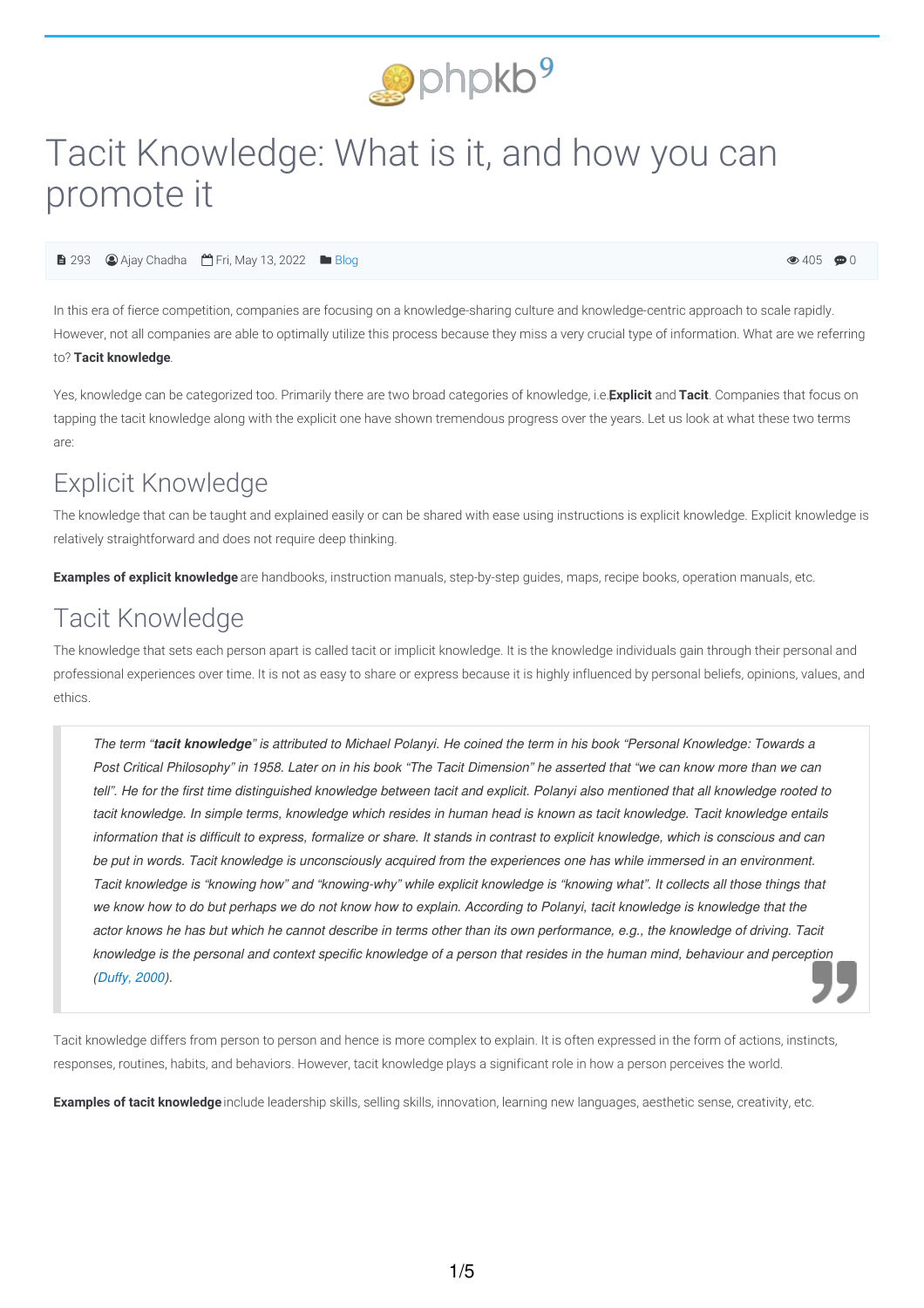# Tacit Knowledge: What is it, and how you can promote it

293 Ajay Chadha Fri, May 13, 2022 Blog 405 0

In this era of fierce competition, companies are focusing on a knowledge-sharing culture and knowledge-centric approach to scale rapidly. However, not all companies are able to optimally utilize this process because they miss a very crucial type of information. What are we referring to? **Tacit knowledge**.

Yes, knowledge can be categorized too. Primarily there are two broad categories of knowledge, i.e.**Explicit** and **Tacit**. Companies that focus on tapping the tacit knowledge along with the explicit one have shown tremendous progress over the years. Let us look at what these two terms are:

## Explicit Knowledge

The knowledge that can be taught and explained easily or can be shared with ease using instructions is explicit knowledge. Explicit knowledge is relatively straightforward and does not require deep thinking.

**Examples of explicit knowledge** are handbooks, instruction manuals, step-by-step guides, maps, recipe books, operation manuals, etc.

## Tacit Knowledge

The knowledge that sets each person apart is called tacit or implicit knowledge. It is the knowledge individuals gain through their personal and professional experiences over time. It is not as easy to share or express because it is highly influenced by personal beliefs, opinions, values, and ethics.

> *The term "**tacit knowledge**" is attributed to Michael Polanyi. He coined the term in his book "Personal Knowledge: Towards a Post Critical Philosophy" in 1958. Later on in his book "The Tacit Dimension" he asserted that "we can know more than we can tell". He for the first time distinguished knowledge between tacit and explicit. Polanyi also mentioned that all knowledge rooted to tacit knowledge. In simple terms, knowledge which resides in human head is known as tacit knowledge. Tacit knowledge entails information that is difficult to express, formalize or share. It stands in contrast to explicit knowledge, which is conscious and can be put in words. Tacit knowledge is unconsciously acquired from the experiences one has while immersed in an environment. Tacit knowledge is "knowing how" and "knowing-why" while explicit knowledge is "knowing what". It collects all those things that we know how to do but perhaps we do not know how to explain. According to Polanyi, tacit knowledge is knowledge that the actor knows he has but which he cannot describe in terms other than its own performance, e.g., the knowledge of driving. Tacit knowledge is the personal and context specific knowledge of a person that resides in the human mind, behaviour and perception (Duffy, 2000).*

Tacit knowledge differs from person to person and hence is more complex to explain. It is often expressed in the form of actions, instincts, responses, routines, habits, and behaviors. However, tacit knowledge plays a significant role in how a person perceives the world.

**Examples of tacit knowledge** include leadership skills, selling skills, innovation, learning new languages, aesthetic sense, creativity, etc.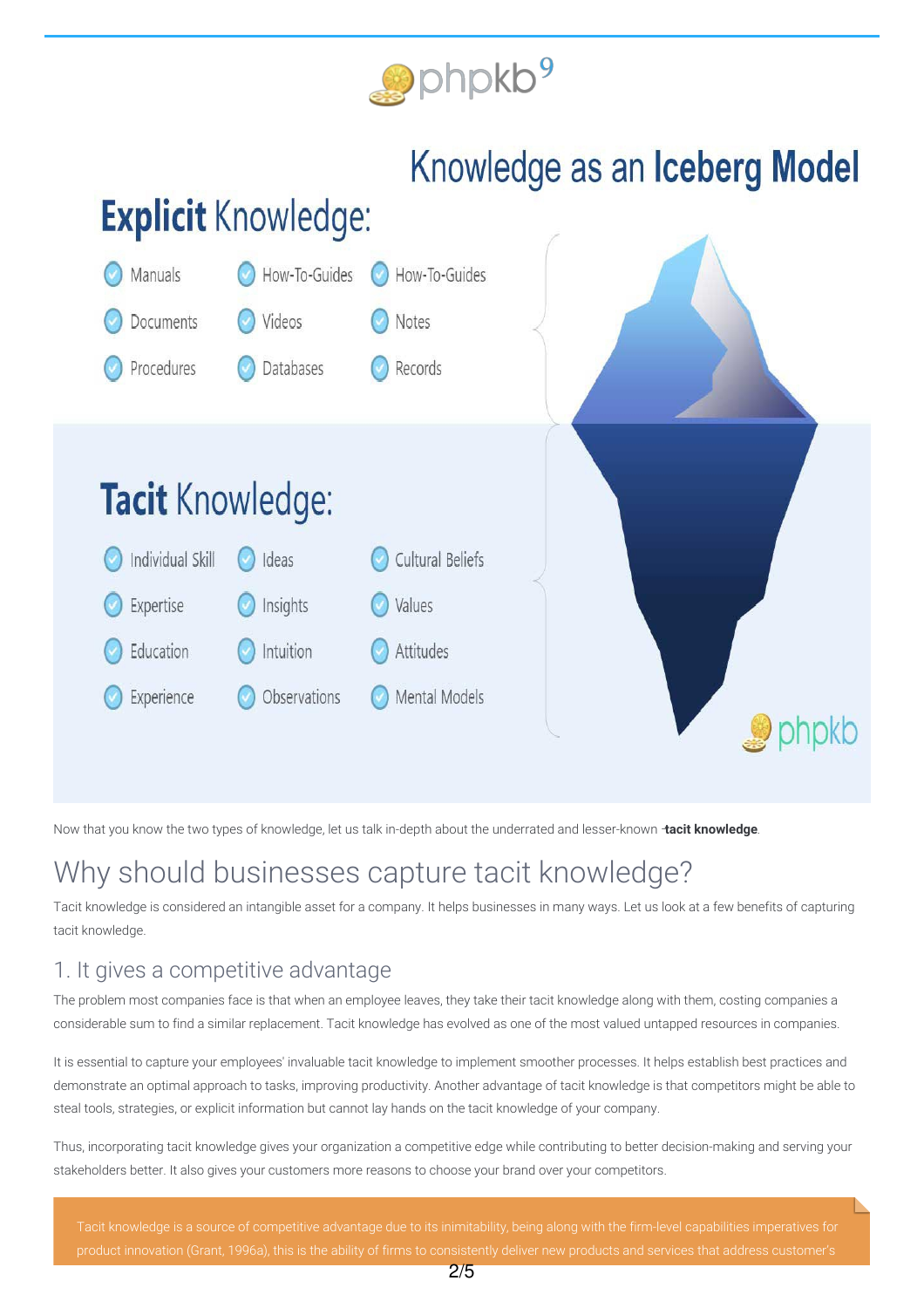# Knowledge as an **Iceberg Model**

## **Explicit** Knowledge:

- Manuals
- How-To-Guides
- How-To-Guides
- Documents
- Videos
- Notes
- Procedures
- Databases
- Records

## **Tacit** Knowledge:

- Individual Skill
- Ideas
- Cultural Beliefs
- Expertise
- Insights
- Values
- Education
- Intuition
- Attitudes
- Experience
- Observations
- Mental Models

Now that you know the two types of knowledge, let us talk in-depth about the underrated and lesser-known -**tacit knowledge**.

# Why should businesses capture tacit knowledge?

Tacit knowledge is considered an intangible asset for a company. It helps businesses in many ways. Let us look at a few benefits of capturing tacit knowledge.

## 1. It gives a competitive advantage

The problem most companies face is that when an employee leaves, they take their tacit knowledge along with them, costing companies a considerable sum to find a similar replacement. Tacit knowledge has evolved as one of the most valued untapped resources in companies.

It is essential to capture your employees' invaluable tacit knowledge to implement smoother processes. It helps establish best practices and demonstrate an optimal approach to tasks, improving productivity. Another advantage of tacit knowledge is that competitors might be able to steal tools, strategies, or explicit information but cannot lay hands on the tacit knowledge of your company.

Thus, incorporating tacit knowledge gives your organization a competitive edge while contributing to better decision-making and serving your stakeholders better. It also gives your customers more reasons to choose your brand over your competitors.

> Tacit knowledge is a source of competitive advantage due to its inimitability, being along with the firm-level capabilities imperatives for product innovation (Grant, 1996a), this is the ability of firms to consistently deliver new products and services that address customer's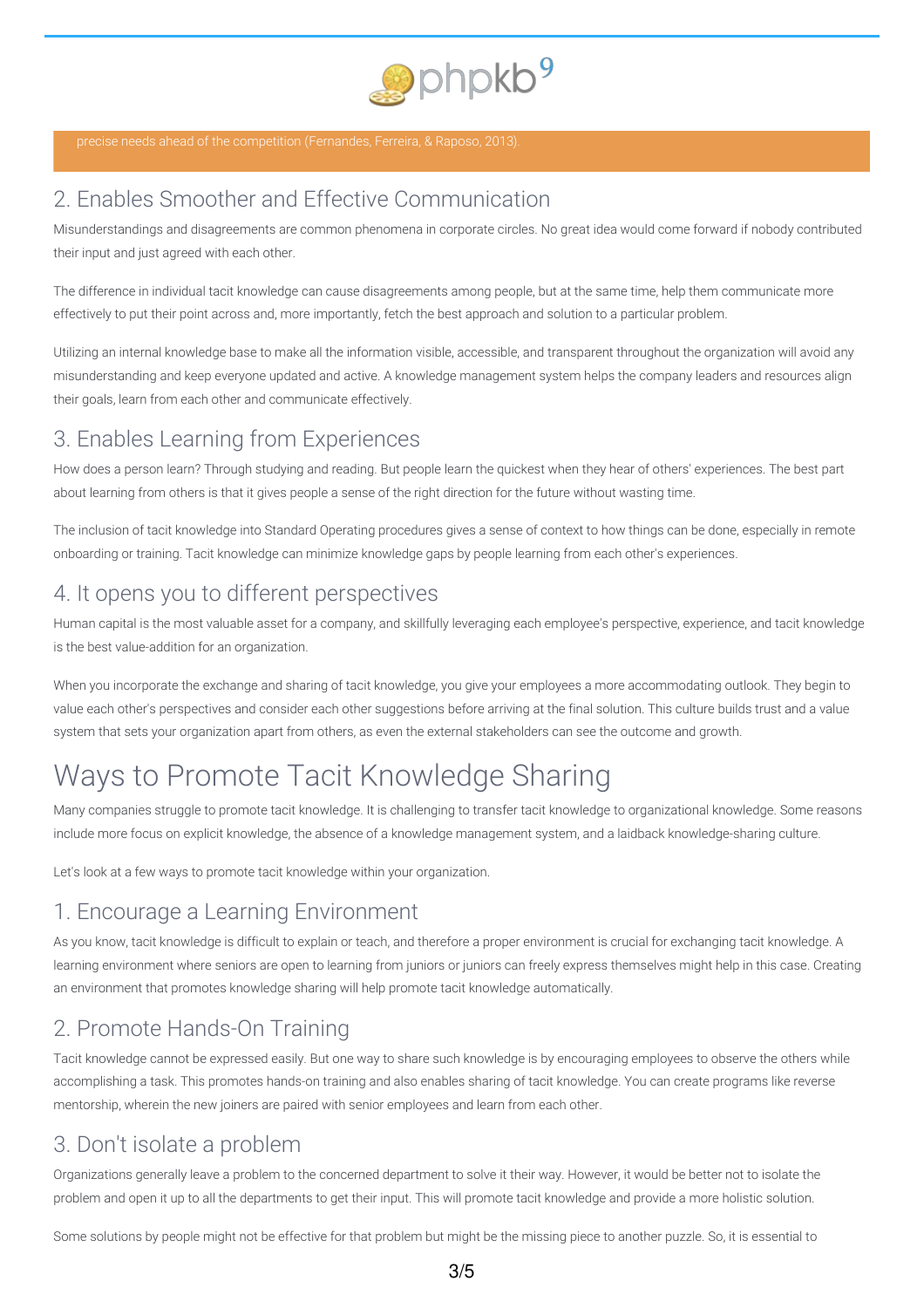precise needs ahead of the competition (Fernandes, Ferreira, & Raposo, 2013).

## 2. Enables Smoother and Effective Communication

Misunderstandings and disagreements are common phenomena in corporate circles. No great idea would come forward if nobody contributed their input and just agreed with each other.

The difference in individual tacit knowledge can cause disagreements among people, but at the same time, help them communicate more effectively to put their point across and, more importantly, fetch the best approach and solution to a particular problem.

Utilizing an internal knowledge base to make all the information visible, accessible, and transparent throughout the organization will avoid any misunderstanding and keep everyone updated and active. A knowledge management system helps the company leaders and resources align their goals, learn from each other and communicate effectively.

## 3. Enables Learning from Experiences

How does a person learn? Through studying and reading. But people learn the quickest when they hear of others' experiences. The best part about learning from others is that it gives people a sense of the right direction for the future without wasting time.

The inclusion of tacit knowledge into Standard Operating procedures gives a sense of context to how things can be done, especially in remote onboarding or training. Tacit knowledge can minimize knowledge gaps by people learning from each other's experiences.

## 4. It opens you to different perspectives

Human capital is the most valuable asset for a company, and skillfully leveraging each employee's perspective, experience, and tacit knowledge is the best value-addition for an organization.

When you incorporate the exchange and sharing of tacit knowledge, you give your employees a more accommodating outlook. They begin to value each other's perspectives and consider each other suggestions before arriving at the final solution. This culture builds trust and a value system that sets your organization apart from others, as even the external stakeholders can see the outcome and growth.

# Ways to Promote Tacit Knowledge Sharing

Many companies struggle to promote tacit knowledge. It is challenging to transfer tacit knowledge to organizational knowledge. Some reasons include more focus on explicit knowledge, the absence of a knowledge management system, and a laidback knowledge-sharing culture.

Let's look at a few ways to promote tacit knowledge within your organization.

## 1. Encourage a Learning Environment

As you know, tacit knowledge is difficult to explain or teach, and therefore a proper environment is crucial for exchanging tacit knowledge. A learning environment where seniors are open to learning from juniors or juniors can freely express themselves might help in this case. Creating an environment that promotes knowledge sharing will help promote tacit knowledge automatically.

## 2. Promote Hands-On Training

Tacit knowledge cannot be expressed easily. But one way to share such knowledge is by encouraging employees to observe the others while accomplishing a task. This promotes hands-on training and also enables sharing of tacit knowledge. You can create programs like reverse mentorship, wherein the new joiners are paired with senior employees and learn from each other.

## 3. Don't isolate a problem

Organizations generally leave a problem to the concerned department to solve it their way. However, it would be better not to isolate the problem and open it up to all the departments to get their input. This will promote tacit knowledge and provide a more holistic solution.

Some solutions by people might not be effective for that problem but might be the missing piece to another puzzle. So, it is essential to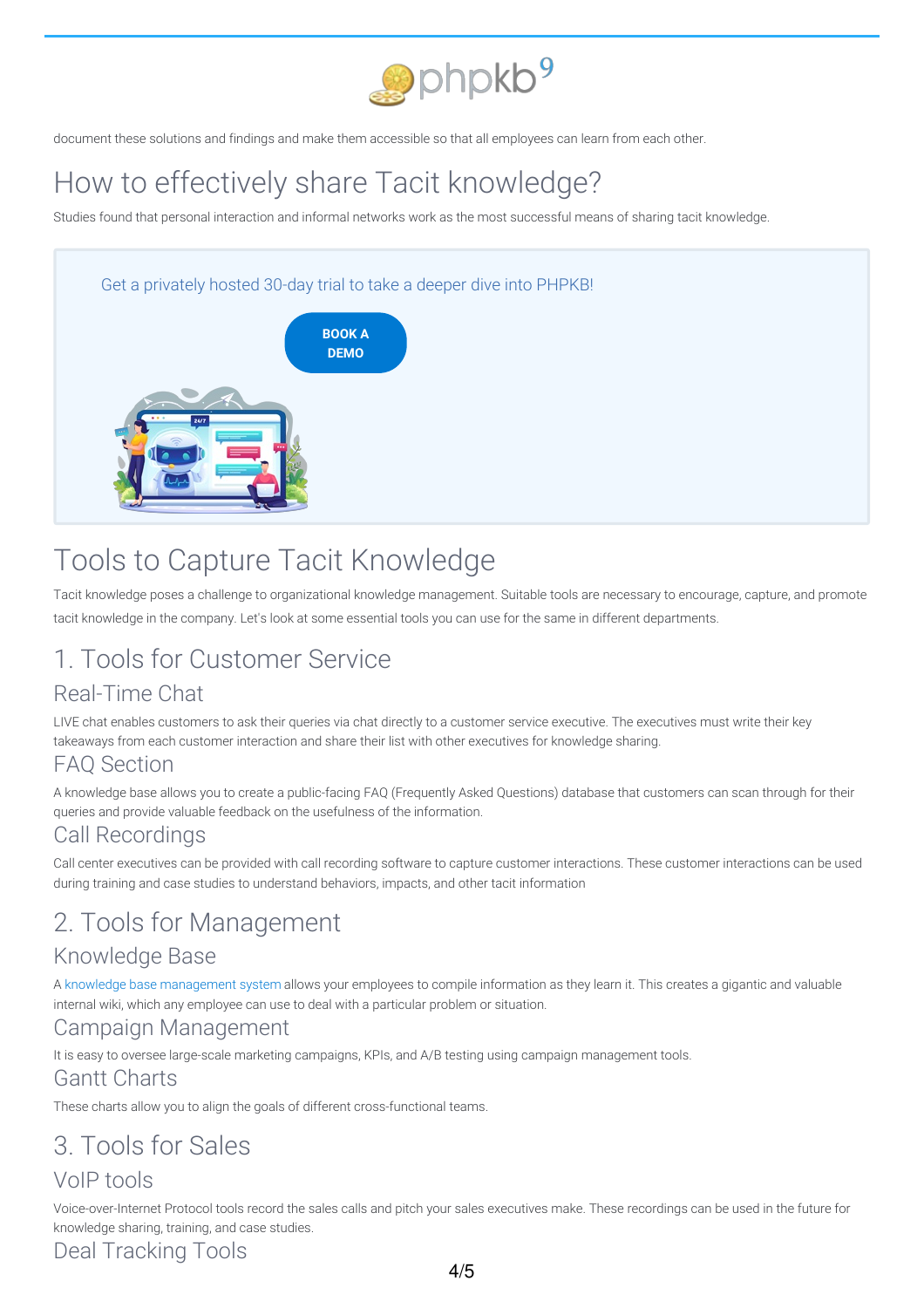document these solutions and findings and make them accessible so that all employees can learn from each other.

# How to effectively share Tacit knowledge?

Studies found that personal interaction and informal networks work as the most successful means of sharing tacit knowledge.

Get a privately hosted 30-day trial to take a deeper dive into PHPKB!

BOOK A DEMO

# Tools to Capture Tacit Knowledge

Tacit knowledge poses a challenge to organizational knowledge management. Suitable tools are necessary to encourage, capture, and promote tacit knowledge in the company. Let's look at some essential tools you can use for the same in different departments.

## 1. Tools for Customer Service

### Real-Time Chat

LIVE chat enables customers to ask their queries via chat directly to a customer service executive. The executives must write their key takeaways from each customer interaction and share their list with other executives for knowledge sharing.

### FAQ Section

A knowledge base allows you to create a public-facing FAQ (Frequently Asked Questions) database that customers can scan through for their queries and provide valuable feedback on the usefulness of the information.

### Call Recordings

Call center executives can be provided with call recording software to capture customer interactions. These customer interactions can be used during training and case studies to understand behaviors, impacts, and other tacit information

## 2. Tools for Management

### Knowledge Base

A knowledge base management system allows your employees to compile information as they learn it. This creates a gigantic and valuable internal wiki, which any employee can use to deal with a particular problem or situation.

### Campaign Management

It is easy to oversee large-scale marketing campaigns, KPIs, and A/B testing using campaign management tools.

### Gantt Charts

These charts allow you to align the goals of different cross-functional teams.

## 3. Tools for Sales

### VoIP tools

Voice-over-Internet Protocol tools record the sales calls and pitch your sales executives make. These recordings can be used in the future for knowledge sharing, training, and case studies.

### Deal Tracking Tools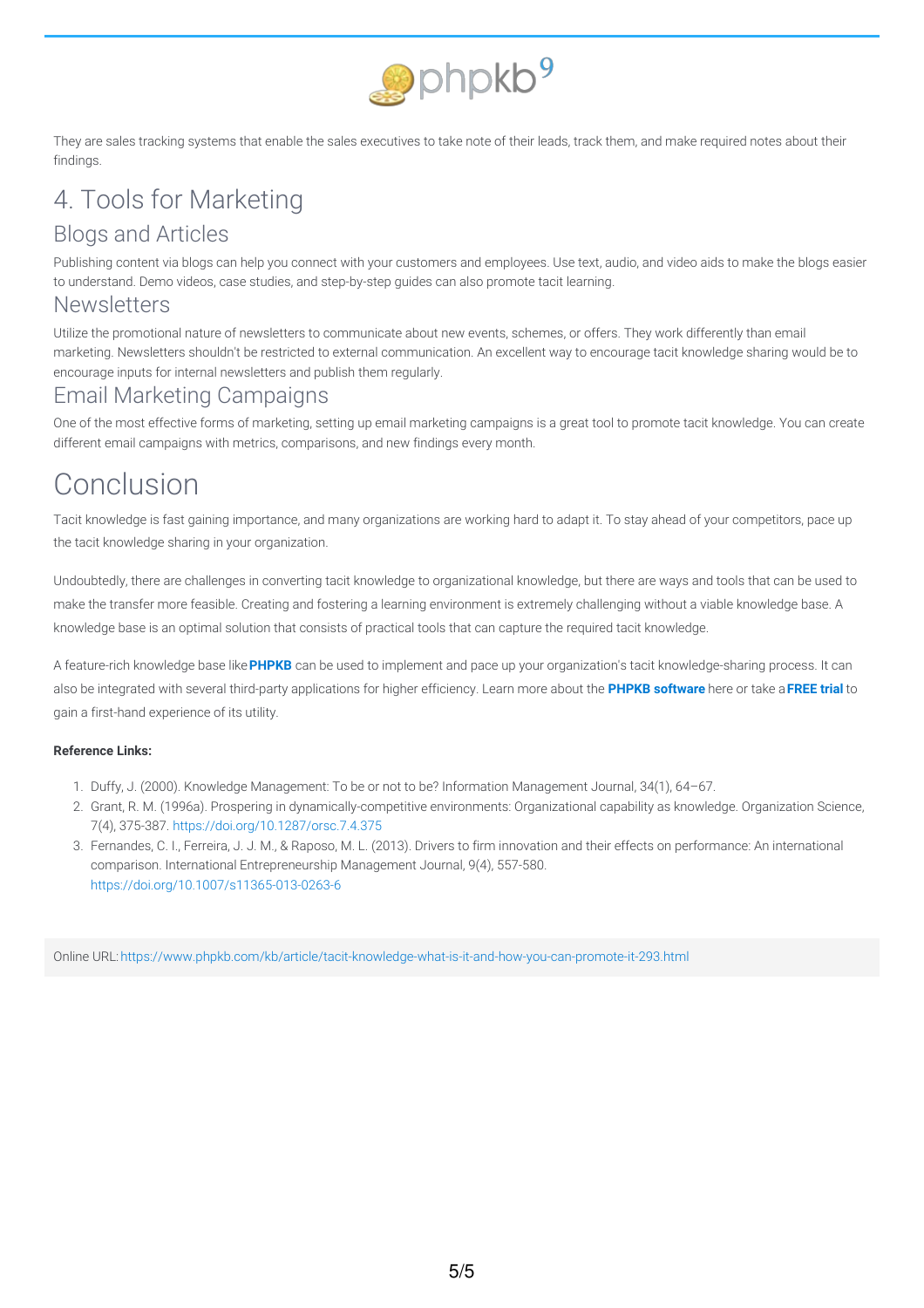They are sales tracking systems that enable the sales executives to take note of their leads, track them, and make required notes about their findings.

# 4. Tools for Marketing

## Blogs and Articles

Publishing content via blogs can help you connect with your customers and employees. Use text, audio, and video aids to make the blogs easier to understand. Demo videos, case studies, and step-by-step guides can also promote tacit learning.

## Newsletters

Utilize the promotional nature of newsletters to communicate about new events, schemes, or offers. They work differently than email marketing. Newsletters shouldn't be restricted to external communication. An excellent way to encourage tacit knowledge sharing would be to encourage inputs for internal newsletters and publish them regularly.

## Email Marketing Campaigns

One of the most effective forms of marketing, setting up email marketing campaigns is a great tool to promote tacit knowledge. You can create different email campaigns with metrics, comparisons, and new findings every month.

# Conclusion

Tacit knowledge is fast gaining importance, and many organizations are working hard to adapt it. To stay ahead of your competitors, pace up the tacit knowledge sharing in your organization.

Undoubtedly, there are challenges in converting tacit knowledge to organizational knowledge, but there are ways and tools that can be used to make the transfer more feasible. Creating and fostering a learning environment is extremely challenging without a viable knowledge base. A knowledge base is an optimal solution that consists of practical tools that can capture the required tacit knowledge.

A feature-rich knowledge base like **PHPKB** can be used to implement and pace up your organization's tacit knowledge-sharing process. It can also be integrated with several third-party applications for higher efficiency. Learn more about the **PHPKB software** here or take a **FREE trial** to gain a first-hand experience of its utility.

**Reference Links:**

1. Duffy, J. (2000). Knowledge Management: To be or not to be? Information Management Journal, 34(1), 64–67.
2. Grant, R. M. (1996a). Prospering in dynamically-competitive environments: Organizational capability as knowledge. Organization Science, 7(4), 375-387. https://doi.org/10.1287/orsc.7.4.375
3. Fernandes, C. I., Ferreira, J. J. M., & Raposo, M. L. (2013). Drivers to firm innovation and their effects on performance: An international comparison. International Entrepreneurship Management Journal, 9(4), 557-580. https://doi.org/10.1007/s11365-013-0263-6

Online URL: https://www.phpkb.com/kb/article/tacit-knowledge-what-is-it-and-how-you-can-promote-it-293.html